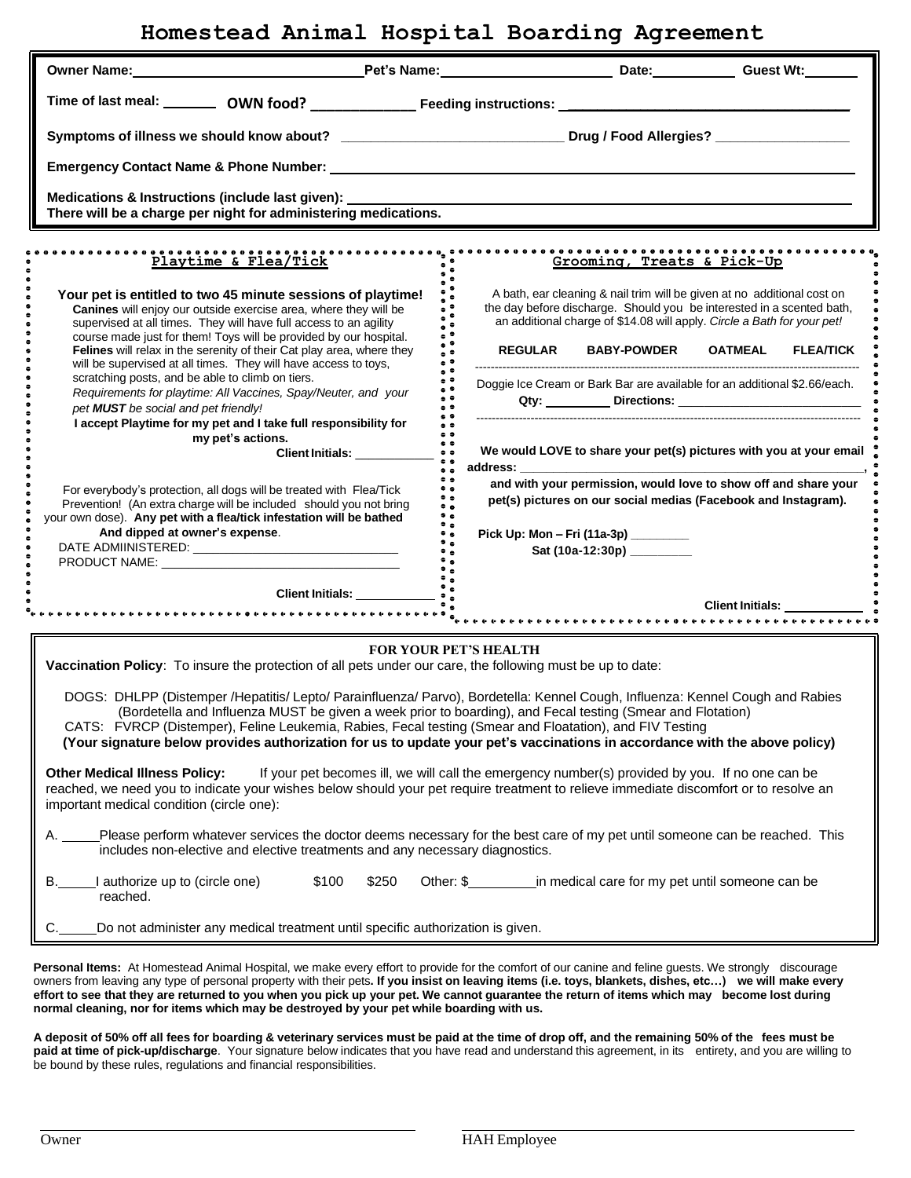# Homestead Animal Hospital Boarding Agreement

**Owner Name:** ______________________ **Pet's Name:** ____________________ **Date:** __________ **Guest Wt:** ________

**Time of last meal:** _______ **OWN food?** _____________ **Feeding instructions:** ________________________________

**Symptoms of illness we should know about?** ____________________________ **Drug / Food Allergies?** _________________

**Emergency Contact Name & Phone Number:** ________________________________________________

**Medications & Instructions (include last given):** ________________________________________________
**There will be a charge per night for administering medications.**

## Playtime & Flea/Tick

**Your pet is entitled to two 45 minute sessions of playtime!** **Canines** will enjoy our outside exercise area, where they will be supervised at all times. They will have full access to an agility course made just for them! Toys will be provided by our hospital. **Felines** will relax in the serenity of their Cat play area, where they will be supervised at all times. They will have access to toys, scratching posts, and be able to climb on tiers.
*Requirements for playtime: All Vaccines, Spay/Neuter, and your pet **MUST** be social and pet friendly!*
**I accept Playtime for my pet and I take full responsibility for my pet's actions.**

**Client Initials:** ____________

For everybody's protection, all dogs will be treated with Flea/Tick Prevention! (An extra charge will be included should you not bring your own dose). **Any pet with a flea/tick infestation will be bathed And dipped at owner's expense**.

DATE ADMIINISTERED: ______________________________
PRODUCT NAME: ___________________________________

**Client Initials:** ____________

## Grooming, Treats & Pick-Up

A bath, ear cleaning & nail trim will be given at no additional cost on the day before discharge. Should you be interested in a scented bath, an additional charge of $14.08 will apply. *Circle a Bath for your pet!*

**REGULAR BABY-POWDER OATMEAL FLEA/TICK**

---

Doggie Ice Cream or Bark Bar are available for an additional $2.66/each.
**Qty:** _________ **Directions:** __________________________

---

**We would LOVE to share your pet(s) pictures with you at your email address:** ________________________________________________,
**and with your permission, would love to show off and share your pet(s) pictures on our social medias (Facebook and Instagram).**

**Pick Up: Mon – Fri (11a-3p)** _________
**Sat (10a-12:30p)** _________

**Client Initials:** ____________

## FOR YOUR PET'S HEALTH

**Vaccination Policy**: To insure the protection of all pets under our care, the following must be up to date:

DOGS: DHLPP (Distemper /Hepatitis/ Lepto/ Parainfluenza/ Parvo), Bordetella: Kennel Cough, Influenza: Kennel Cough and Rabies (Bordetella and Influenza MUST be given a week prior to boarding), and Fecal testing (Smear and Flotation)
CATS: FVRCP (Distemper), Feline Leukemia, Rabies, Fecal testing (Smear and Floatation), and FIV Testing
**(Your signature below provides authorization for us to update your pet's vaccinations in accordance with the above policy)**

**Other Medical Illness Policy:** If your pet becomes ill, we will call the emergency number(s) provided by you. If no one can be reached, we need you to indicate your wishes below should your pet require treatment to relieve immediate discomfort or to resolve an important medical condition (circle one):

A. _____Please perform whatever services the doctor deems necessary for the best care of my pet until someone can be reached. This includes non-elective and elective treatments and any necessary diagnostics.

B._____I authorize up to (circle one) $100 $250 Other: $_________in medical care for my pet until someone can be reached.

C._____Do not administer any medical treatment until specific authorization is given.

**Personal Items:** At Homestead Animal Hospital, we make every effort to provide for the comfort of our canine and feline guests. We strongly discourage owners from leaving any type of personal property with their pets**. If you insist on leaving items (i.e. toys, blankets, dishes, etc…) we will make every effort to see that they are returned to you when you pick up your pet. We cannot guarantee the return of items which may become lost during normal cleaning, nor for items which may be destroyed by your pet while boarding with us.**

**A deposit of 50% off all fees for boarding & veterinary services must be paid at the time of drop off, and the remaining 50% of the fees must be paid at time of pick-up/discharge**. Your signature below indicates that you have read and understand this agreement, in its entirety, and you are willing to be bound by these rules, regulations and financial responsibilities.

______________________________ ______________________________
Owner HAH Employee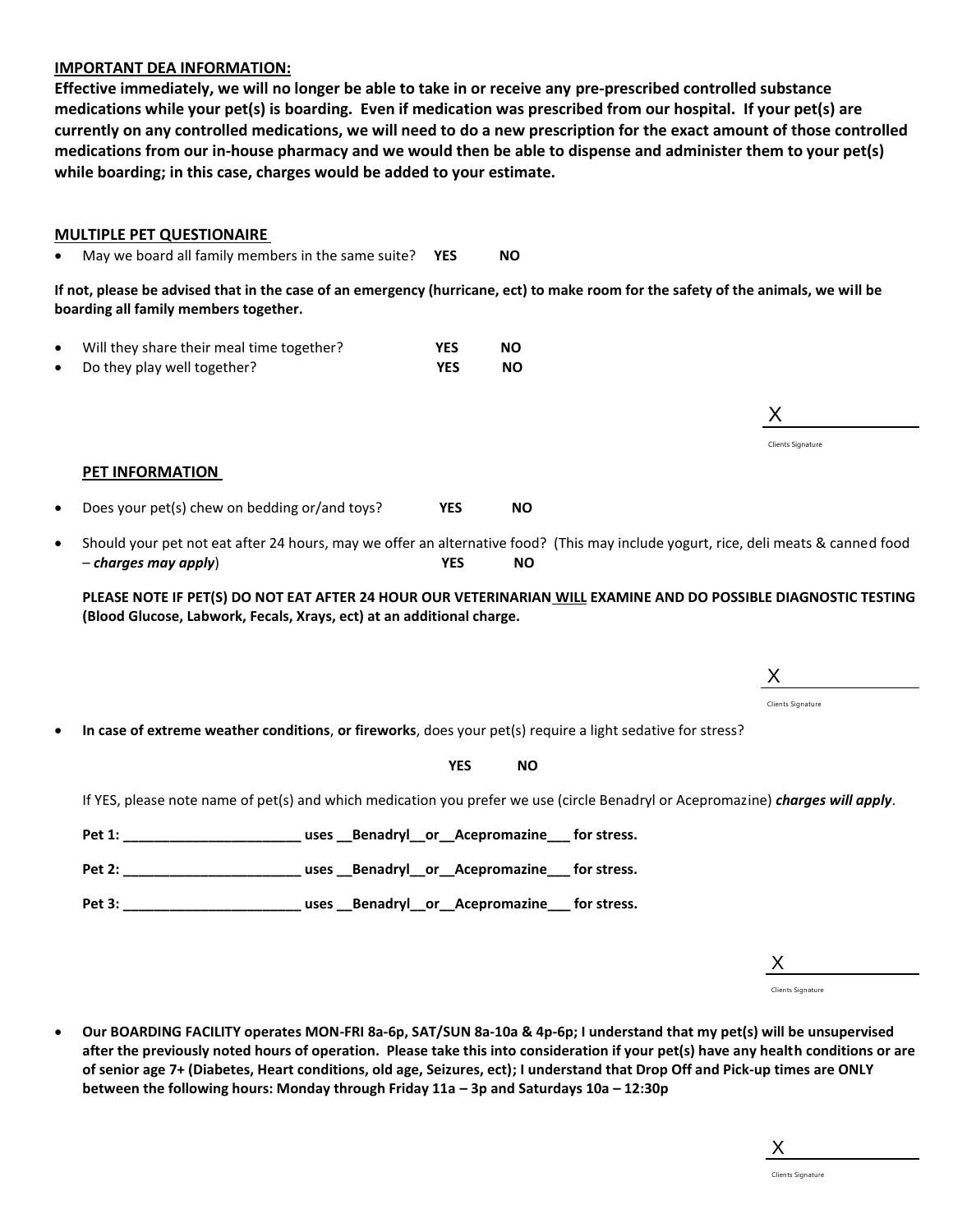**IMPORTANT DEA INFORMATION:**

**Effective immediately, we will no longer be able to take in or receive any pre-prescribed controlled substance medications while your pet(s) is boarding. Even if medication was prescribed from our hospital. If your pet(s) are currently on any controlled medications, we will need to do a new prescription for the exact amount of those controlled medications from our in-house pharmacy and we would then be able to dispense and administer them to your pet(s) while boarding; in this case, charges would be added to your estimate.**

**MULTIPLE PET QUESTIONAIRE**

- May we board all family members in the same suite? **YES** **NO**

**If not, please be advised that in the case of an emergency (hurricane, ect) to make room for the safety of the animals, we will be boarding all family members together.**

- Will they share their meal time together? **YES** **NO**
- Do they play well together? **YES** **NO**

X ______________
Clients Signature

**PET INFORMATION**

- Does your pet(s) chew on bedding or/and toys? **YES** **NO**
- Should your pet not eat after 24 hours, may we offer an alternative food? (This may include yogurt, rice, deli meats & canned food – ***charges may apply***) **YES** **NO**

**PLEASE NOTE IF PET(S) DO NOT EAT AFTER 24 HOUR OUR VETERINARIAN WILL EXAMINE AND DO POSSIBLE DIAGNOSTIC TESTING (Blood Glucose, Labwork, Fecals, Xrays, ect) at an additional charge.**

X ______________
Clients Signature

- **In case of extreme weather conditions**, **or fireworks**, does your pet(s) require a light sedative for stress?

**YES** **NO**

If YES, please note name of pet(s) and which medication you prefer we use (circle Benadryl or Acepromazine) ***charges will apply***.

**Pet 1: _______________________ uses __Benadryl__or__Acepromazine___ for stress.**

**Pet 2: _______________________ uses __Benadryl__or__Acepromazine___ for stress.**

**Pet 3: _______________________ uses __Benadryl__or__Acepromazine___ for stress.**

X ______________
Clients Signature

- **Our BOARDING FACILITY operates MON-FRI 8a-6p, SAT/SUN 8a-10a & 4p-6p; I understand that my pet(s) will be unsupervised after the previously noted hours of operation. Please take this into consideration if your pet(s) have any health conditions or are of senior age 7+ (Diabetes, Heart conditions, old age, Seizures, ect); I understand that Drop Off and Pick-up times are ONLY between the following hours: Monday through Friday 11a – 3p and Saturdays 10a – 12:30p**

X ______________
Clients Signature